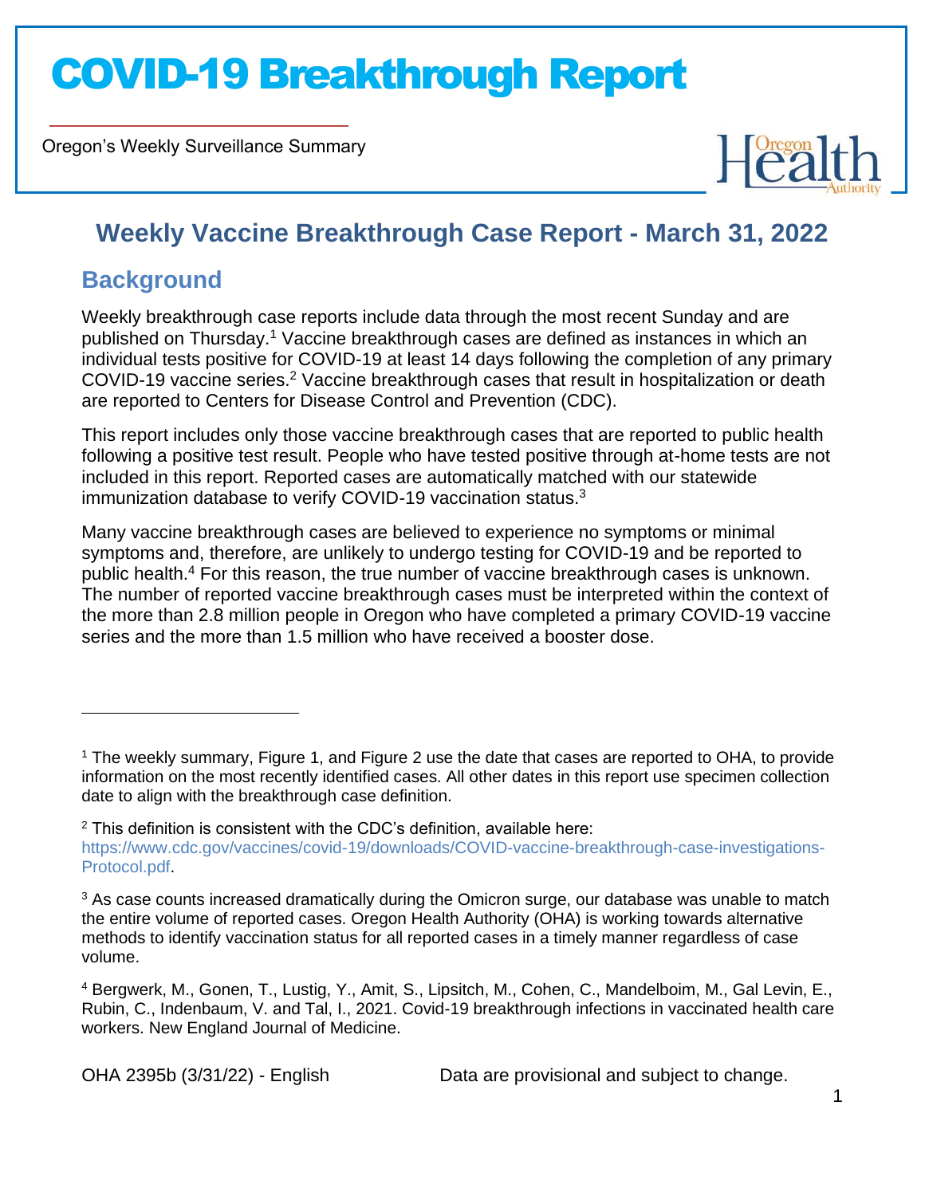# COVID-19 Breakthrough Report

Oregon's Weekly Surveillance Summary

## Weekly Vaccine Breakthrough Case Report - March 31, 2022

### Background

Weekly breakthrough case reports include data through the most recent Sunday and are published on Thursday.[1] Vaccine breakthrough cases are defined as instances in which an individual tests positive for COVID-19 at least 14 days following the completion of any primary COVID-19 vaccine series.[2] Vaccine breakthrough cases that result in hospitalization or death are reported to Centers for Disease Control and Prevention (CDC).

This report includes only those vaccine breakthrough cases that are reported to public health following a positive test result. People who have tested positive through at-home tests are not included in this report. Reported cases are automatically matched with our statewide immunization database to verify COVID-19 vaccination status.[3]

Many vaccine breakthrough cases are believed to experience no symptoms or minimal symptoms and, therefore, are unlikely to undergo testing for COVID-19 and be reported to public health.[4] For this reason, the true number of vaccine breakthrough cases is unknown. The number of reported vaccine breakthrough cases must be interpreted within the context of the more than 2.8 million people in Oregon who have completed a primary COVID-19 vaccine series and the more than 1.5 million who have received a booster dose.

---

[1] The weekly summary, Figure 1, and Figure 2 use the date that cases are reported to OHA, to provide information on the most recently identified cases. All other dates in this report use specimen collection date to align with the breakthrough case definition.

[2] This definition is consistent with the CDC's definition, available here: https://www.cdc.gov/vaccines/covid-19/downloads/COVID-vaccine-breakthrough-case-investigations-Protocol.pdf.

[3] As case counts increased dramatically during the Omicron surge, our database was unable to match the entire volume of reported cases. Oregon Health Authority (OHA) is working towards alternative methods to identify vaccination status for all reported cases in a timely manner regardless of case volume.

[4] Bergwerk, M., Gonen, T., Lustig, Y., Amit, S., Lipsitch, M., Cohen, C., Mandelboim, M., Gal Levin, E., Rubin, C., Indenbaum, V. and Tal, I., 2021. Covid-19 breakthrough infections in vaccinated health care workers. New England Journal of Medicine.

OHA 2395b (3/31/22) - English

Data are provisional and subject to change.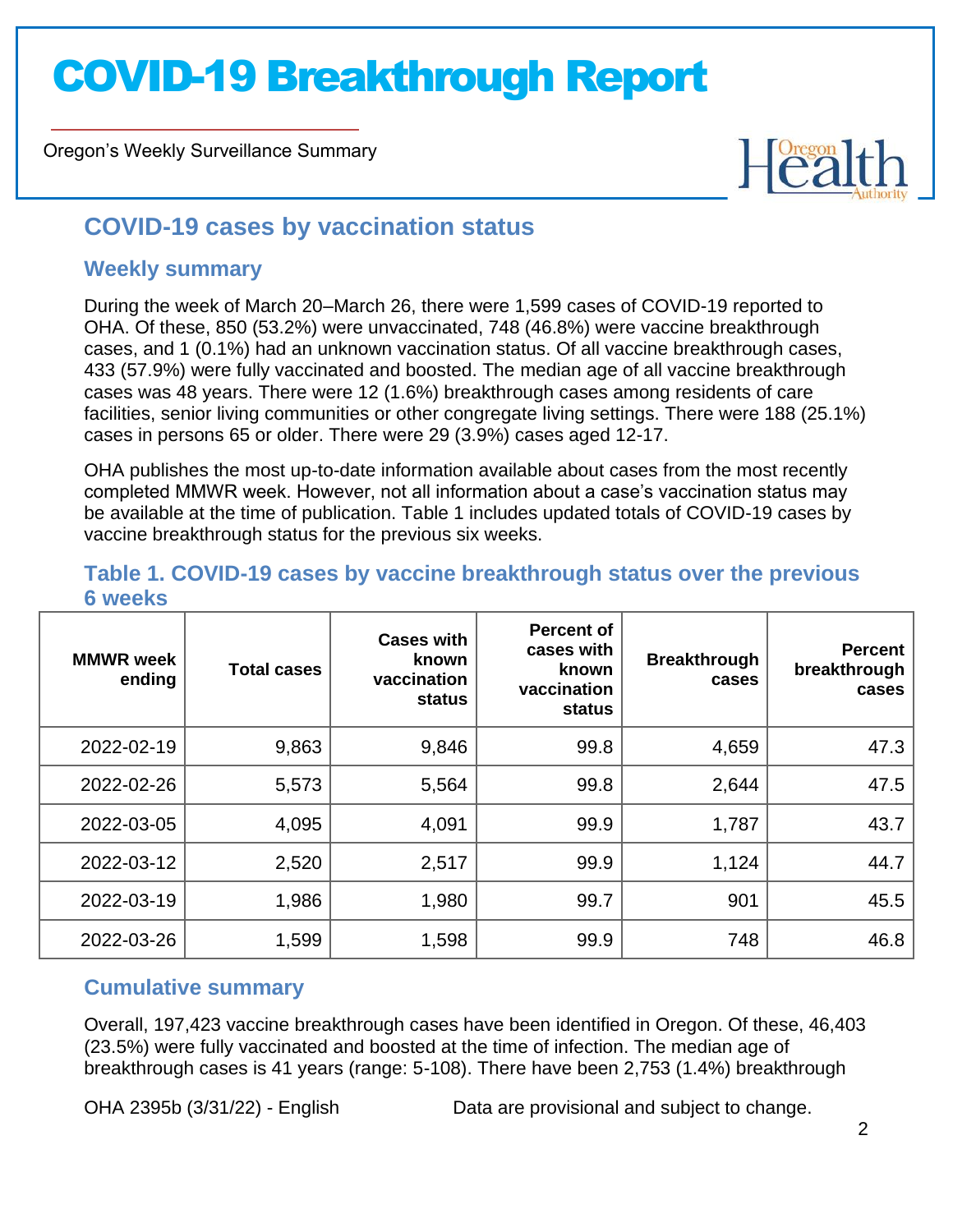# COVID-19 Breakthrough Report

Oregon's Weekly Surveillance Summary

## COVID-19 cases by vaccination status

### Weekly summary

During the week of March 20–March 26, there were 1,599 cases of COVID-19 reported to OHA. Of these, 850 (53.2%) were unvaccinated, 748 (46.8%) were vaccine breakthrough cases, and 1 (0.1%) had an unknown vaccination status. Of all vaccine breakthrough cases, 433 (57.9%) were fully vaccinated and boosted. The median age of all vaccine breakthrough cases was 48 years. There were 12 (1.6%) breakthrough cases among residents of care facilities, senior living communities or other congregate living settings. There were 188 (25.1%) cases in persons 65 or older. There were 29 (3.9%) cases aged 12-17.

OHA publishes the most up-to-date information available about cases from the most recently completed MMWR week. However, not all information about a case's vaccination status may be available at the time of publication. Table 1 includes updated totals of COVID-19 cases by vaccine breakthrough status for the previous six weeks.

### Table 1. COVID-19 cases by vaccine breakthrough status over the previous 6 weeks

| MMWR week ending | Total cases | Cases with known vaccination status | Percent of cases with known vaccination status | Breakthrough cases | Percent breakthrough cases |
|---|---|---|---|---|---|
| 2022-02-19 | 9,863 | 9,846 | 99.8 | 4,659 | 47.3 |
| 2022-02-26 | 5,573 | 5,564 | 99.8 | 2,644 | 47.5 |
| 2022-03-05 | 4,095 | 4,091 | 99.9 | 1,787 | 43.7 |
| 2022-03-12 | 2,520 | 2,517 | 99.9 | 1,124 | 44.7 |
| 2022-03-19 | 1,986 | 1,980 | 99.7 | 901 | 45.5 |
| 2022-03-26 | 1,599 | 1,598 | 99.9 | 748 | 46.8 |

### Cumulative summary

Overall, 197,423 vaccine breakthrough cases have been identified in Oregon. Of these, 46,403 (23.5%) were fully vaccinated and boosted at the time of infection. The median age of breakthrough cases is 41 years (range: 5-108). There have been 2,753 (1.4%) breakthrough

OHA 2395b (3/31/22) - English Data are provisional and subject to change.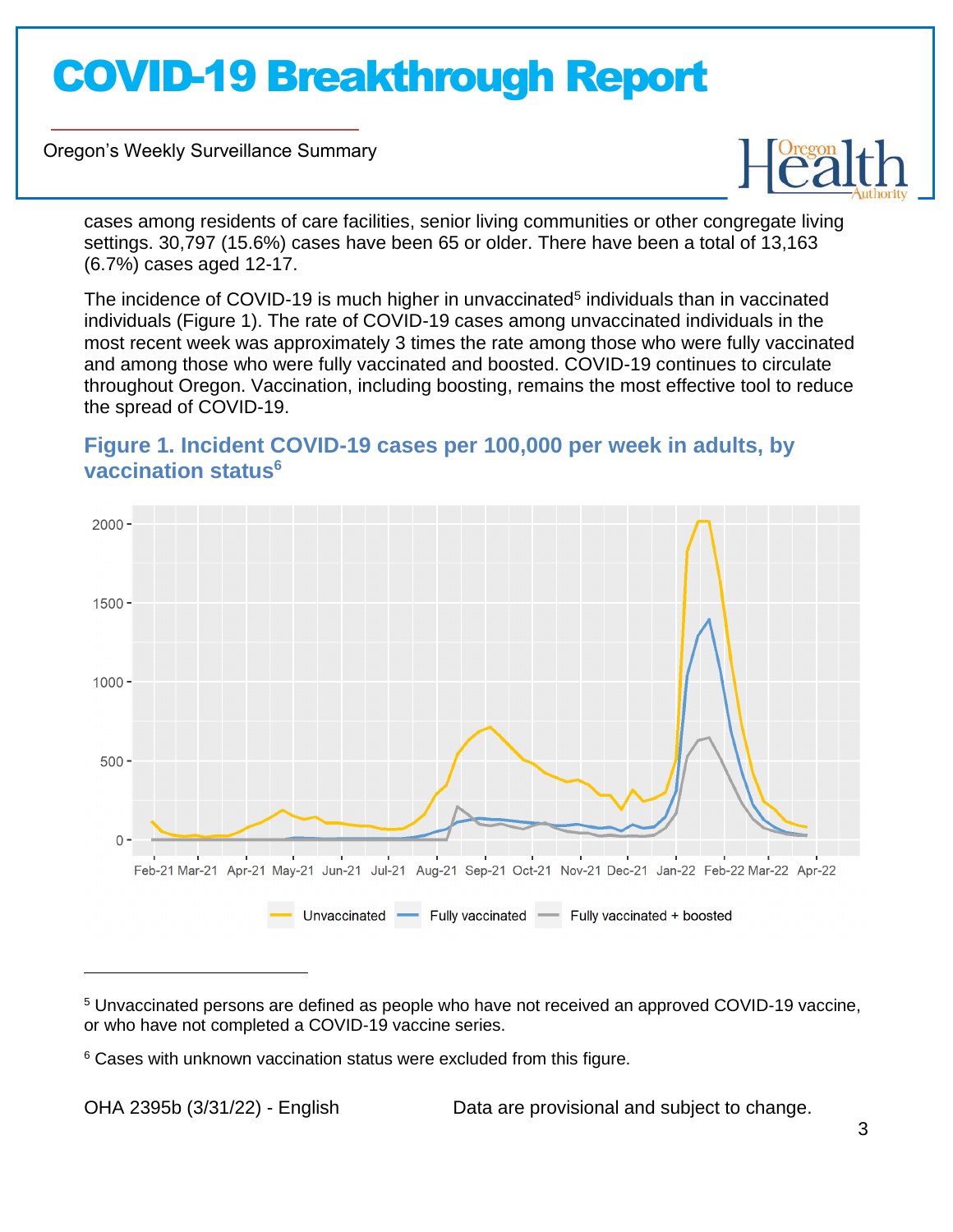cases among residents of care facilities, senior living communities or other congregate living settings. 30,797 (15.6%) cases have been 65 or older. There have been a total of 13,163 (6.7%) cases aged 12-17.

The incidence of COVID-19 is much higher in unvaccinated[5] individuals than in vaccinated individuals (Figure 1). The rate of COVID-19 cases among unvaccinated individuals in the most recent week was approximately 3 times the rate among those who were fully vaccinated and among those who were fully vaccinated and boosted. COVID-19 continues to circulate throughout Oregon. Vaccination, including boosting, remains the most effective tool to reduce the spread of COVID-19.

### Figure 1. Incident COVID-19 cases per 100,000 per week in adults, by vaccination status[6]

---

[5] Unvaccinated persons are defined as people who have not received an approved COVID-19 vaccine, or who have not completed a COVID-19 vaccine series.

[6] Cases with unknown vaccination status were excluded from this figure.

OHA 2395b (3/31/22) - English

Data are provisional and subject to change.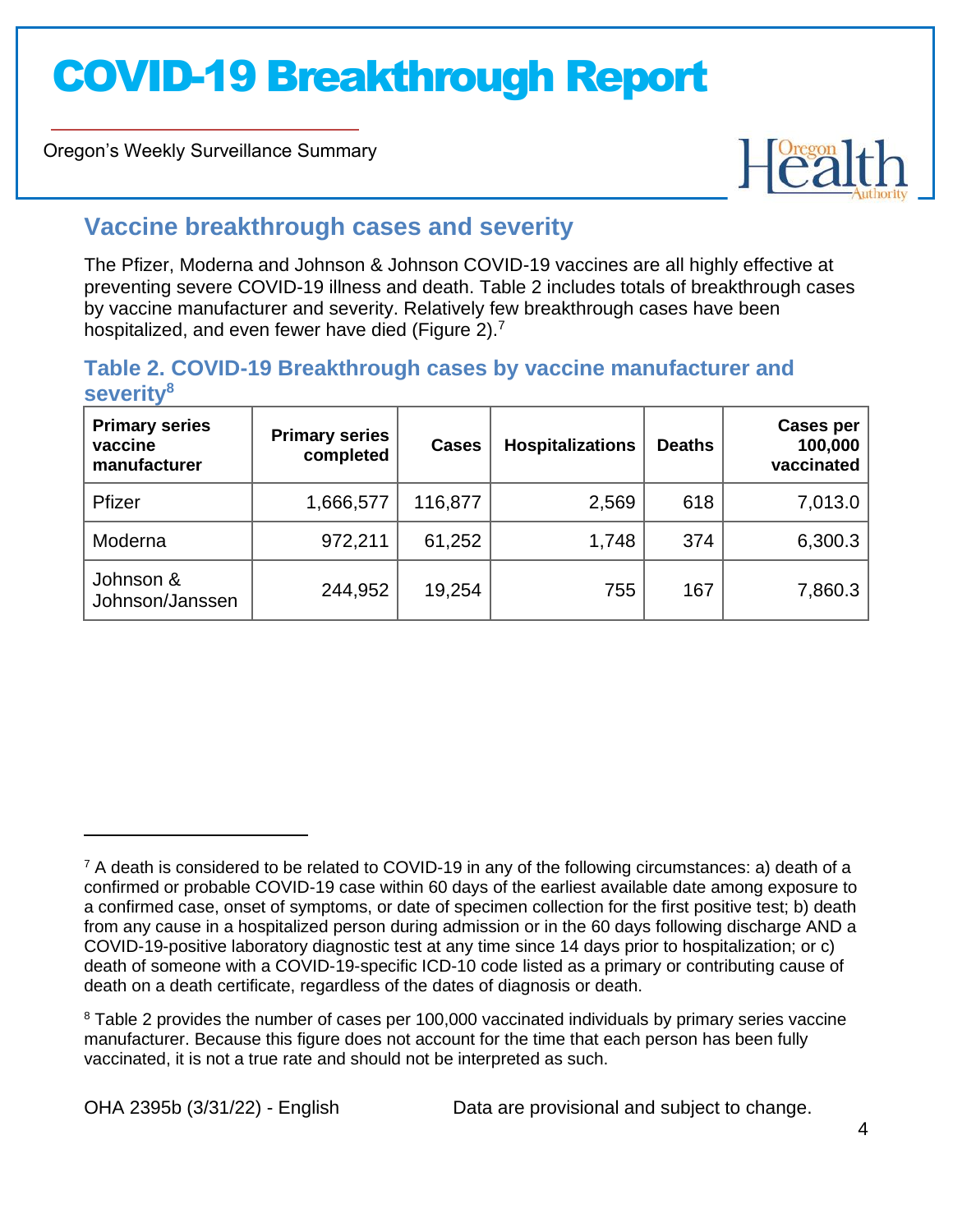## Vaccine breakthrough cases and severity

The Pfizer, Moderna and Johnson & Johnson COVID-19 vaccines are all highly effective at preventing severe COVID-19 illness and death. Table 2 includes totals of breakthrough cases by vaccine manufacturer and severity. Relatively few breakthrough cases have been hospitalized, and even fewer have died (Figure 2).[7]

### Table 2. COVID-19 Breakthrough cases by vaccine manufacturer and severity[8]

| Primary series vaccine manufacturer | Primary series completed | Cases | Hospitalizations | Deaths | Cases per 100,000 vaccinated |
|---|---|---|---|---|---|
| Pfizer | 1,666,577 | 116,877 | 2,569 | 618 | 7,013.0 |
| Moderna | 972,211 | 61,252 | 1,748 | 374 | 6,300.3 |
| Johnson & Johnson/Janssen | 244,952 | 19,254 | 755 | 167 | 7,860.3 |

[7] A death is considered to be related to COVID-19 in any of the following circumstances: a) death of a confirmed or probable COVID-19 case within 60 days of the earliest available date among exposure to a confirmed case, onset of symptoms, or date of specimen collection for the first positive test; b) death from any cause in a hospitalized person during admission or in the 60 days following discharge AND a COVID-19-positive laboratory diagnostic test at any time since 14 days prior to hospitalization; or c) death of someone with a COVID-19-specific ICD-10 code listed as a primary or contributing cause of death on a death certificate, regardless of the dates of diagnosis or death.

[8] Table 2 provides the number of cases per 100,000 vaccinated individuals by primary series vaccine manufacturer. Because this figure does not account for the time that each person has been fully vaccinated, it is not a true rate and should not be interpreted as such.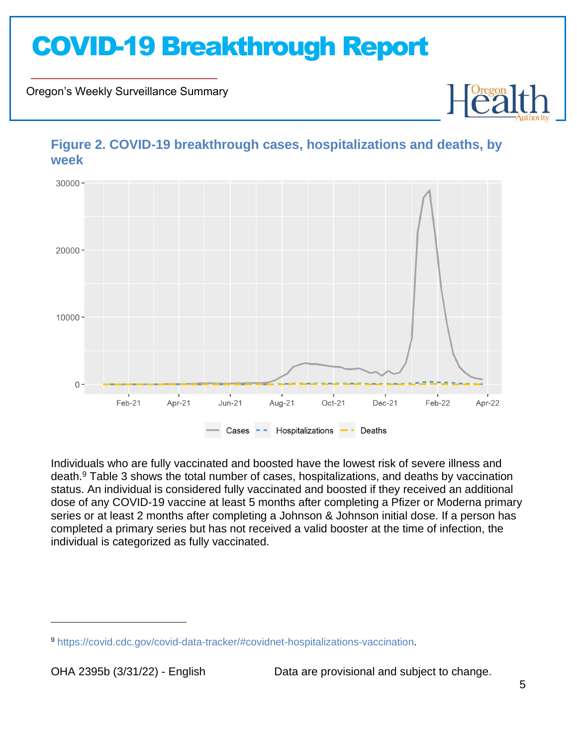### Figure 2. COVID-19 breakthrough cases, hospitalizations and deaths, by week

Individuals who are fully vaccinated and boosted have the lowest risk of severe illness and death.[9] Table 3 shows the total number of cases, hospitalizations, and deaths by vaccination status. An individual is considered fully vaccinated and boosted if they received an additional dose of any COVID-19 vaccine at least 5 months after completing a Pfizer or Moderna primary series or at least 2 months after completing a Johnson & Johnson initial dose. If a person has completed a primary series but has not received a valid booster at the time of infection, the individual is categorized as fully vaccinated.

---

[9] https://covid.cdc.gov/covid-data-tracker/#covidnet-hospitalizations-vaccination.

OHA 2395b (3/31/22) - English

Data are provisional and subject to change.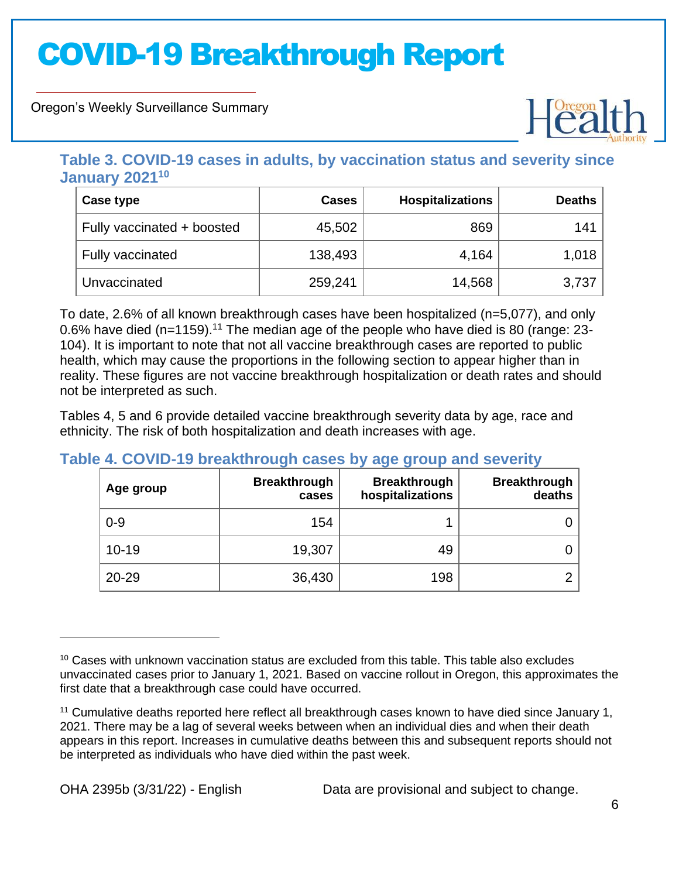### Table 3. COVID-19 cases in adults, by vaccination status and severity since January 2021[10]

| Case type | Cases | Hospitalizations | Deaths |
|---|---|---|---|
| Fully vaccinated + boosted | 45,502 | 869 | 141 |
| Fully vaccinated | 138,493 | 4,164 | 1,018 |
| Unvaccinated | 259,241 | 14,568 | 3,737 |

To date, 2.6% of all known breakthrough cases have been hospitalized (n=5,077), and only 0.6% have died (n=1159).[11] The median age of the people who have died is 80 (range: 23-104). It is important to note that not all vaccine breakthrough cases are reported to public health, which may cause the proportions in the following section to appear higher than in reality. These figures are not vaccine breakthrough hospitalization or death rates and should not be interpreted as such.

Tables 4, 5 and 6 provide detailed vaccine breakthrough severity data by age, race and ethnicity. The risk of both hospitalization and death increases with age.

### Table 4. COVID-19 breakthrough cases by age group and severity

| Age group | Breakthrough cases | Breakthrough hospitalizations | Breakthrough deaths |
|---|---|---|---|
| 0-9 | 154 | 1 | 0 |
| 10-19 | 19,307 | 49 | 0 |
| 20-29 | 36,430 | 198 | 2 |

[10] Cases with unknown vaccination status are excluded from this table. This table also excludes unvaccinated cases prior to January 1, 2021. Based on vaccine rollout in Oregon, this approximates the first date that a breakthrough case could have occurred.

[11] Cumulative deaths reported here reflect all breakthrough cases known to have died since January 1, 2021. There may be a lag of several weeks between when an individual dies and when their death appears in this report. Increases in cumulative deaths between this and subsequent reports should not be interpreted as individuals who have died within the past week.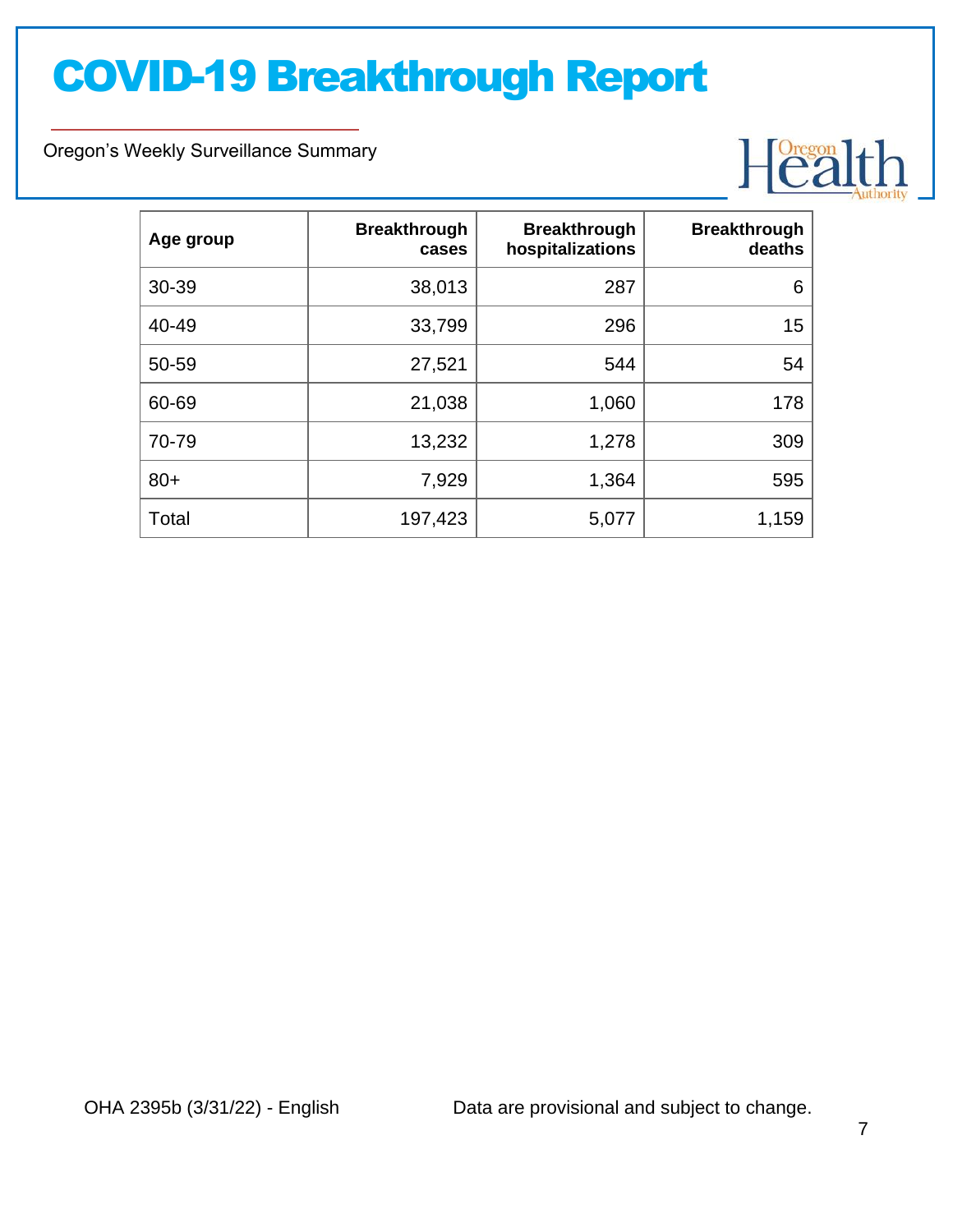| Age group | Breakthrough cases | Breakthrough hospitalizations | Breakthrough deaths |
|---|---|---|---|
| 30-39 | 38,013 | 287 | 6 |
| 40-49 | 33,799 | 296 | 15 |
| 50-59 | 27,521 | 544 | 54 |
| 60-69 | 21,038 | 1,060 | 178 |
| 70-79 | 13,232 | 1,278 | 309 |
| 80+ | 7,929 | 1,364 | 595 |
| Total | 197,423 | 5,077 | 1,159 |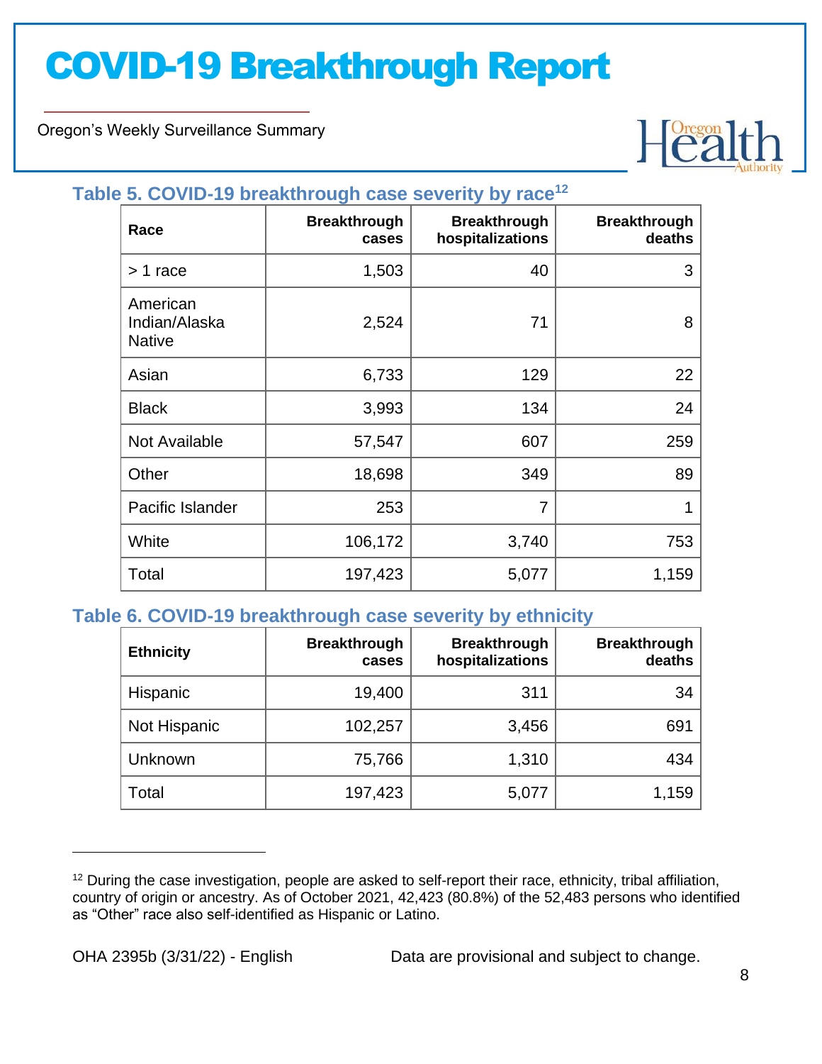### Table 5. COVID-19 breakthrough case severity by race[12]

| Race | Breakthrough cases | Breakthrough hospitalizations | Breakthrough deaths |
|---|---|---|---|
| > 1 race | 1,503 | 40 | 3 |
| American Indian/Alaska Native | 2,524 | 71 | 8 |
| Asian | 6,733 | 129 | 22 |
| Black | 3,993 | 134 | 24 |
| Not Available | 57,547 | 607 | 259 |
| Other | 18,698 | 349 | 89 |
| Pacific Islander | 253 | 7 | 1 |
| White | 106,172 | 3,740 | 753 |
| Total | 197,423 | 5,077 | 1,159 |

### Table 6. COVID-19 breakthrough case severity by ethnicity

| Ethnicity | Breakthrough cases | Breakthrough hospitalizations | Breakthrough deaths |
|---|---|---|---|
| Hispanic | 19,400 | 311 | 34 |
| Not Hispanic | 102,257 | 3,456 | 691 |
| Unknown | 75,766 | 1,310 | 434 |
| Total | 197,423 | 5,077 | 1,159 |

[12] During the case investigation, people are asked to self-report their race, ethnicity, tribal affiliation, country of origin or ancestry. As of October 2021, 42,423 (80.8%) of the 52,483 persons who identified as "Other" race also self-identified as Hispanic or Latino.

OHA 2395b (3/31/22) - English Data are provisional and subject to change.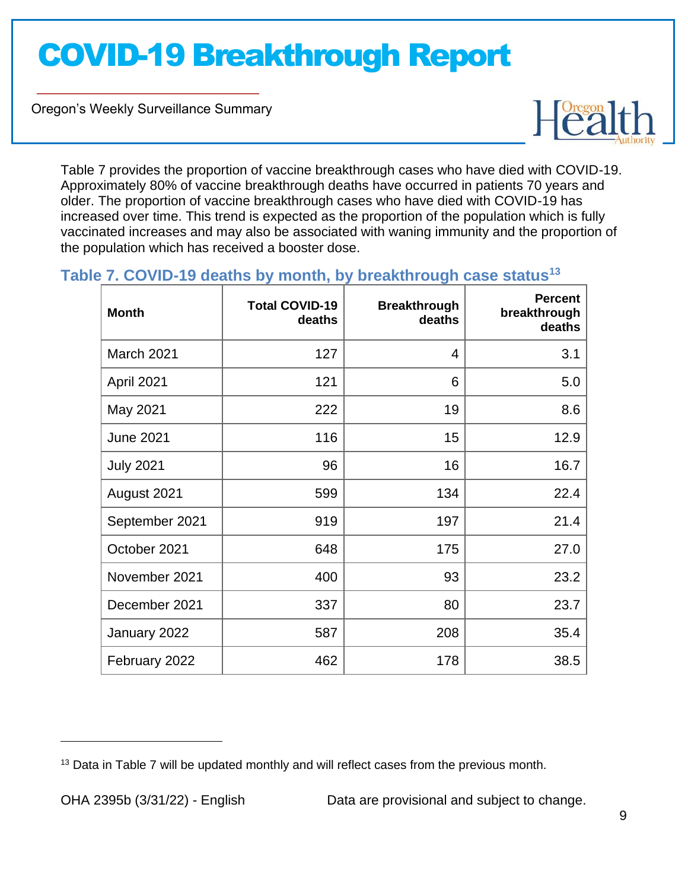Table 7 provides the proportion of vaccine breakthrough cases who have died with COVID-19. Approximately 80% of vaccine breakthrough deaths have occurred in patients 70 years and older. The proportion of vaccine breakthrough cases who have died with COVID-19 has increased over time. This trend is expected as the proportion of the population which is fully vaccinated increases and may also be associated with waning immunity and the proportion of the population which has received a booster dose.

### Table 7. COVID-19 deaths by month, by breakthrough case status[13]

| Month | Total COVID-19 deaths | Breakthrough deaths | Percent breakthrough deaths |
|---|---|---|---|
| March 2021 | 127 | 4 | 3.1 |
| April 2021 | 121 | 6 | 5.0 |
| May 2021 | 222 | 19 | 8.6 |
| June 2021 | 116 | 15 | 12.9 |
| July 2021 | 96 | 16 | 16.7 |
| August 2021 | 599 | 134 | 22.4 |
| September 2021 | 919 | 197 | 21.4 |
| October 2021 | 648 | 175 | 27.0 |
| November 2021 | 400 | 93 | 23.2 |
| December 2021 | 337 | 80 | 23.7 |
| January 2022 | 587 | 208 | 35.4 |
| February 2022 | 462 | 178 | 38.5 |

[13] Data in Table 7 will be updated monthly and will reflect cases from the previous month.

OHA 2395b (3/31/22) - English Data are provisional and subject to change.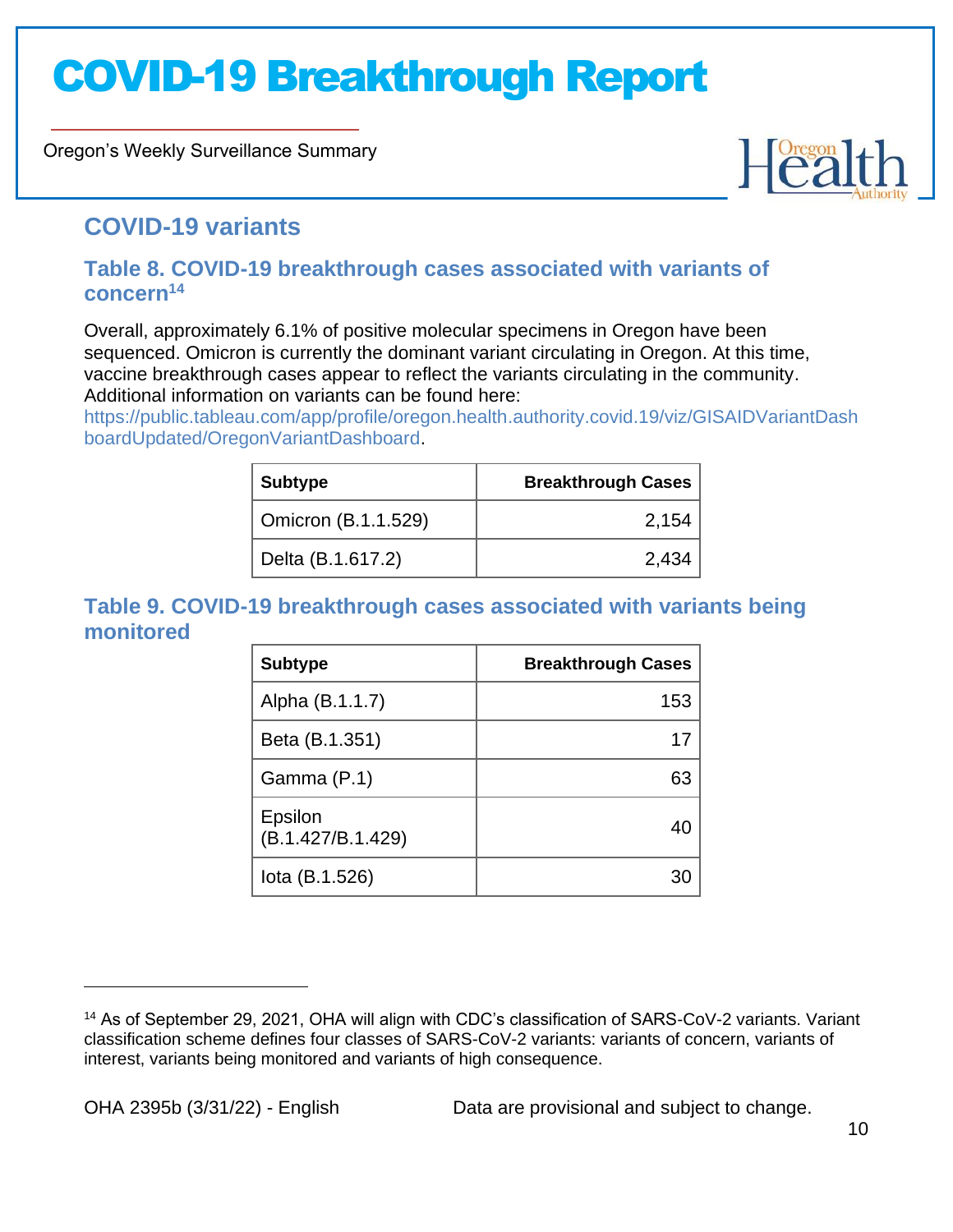## COVID-19 variants

### Table 8. COVID-19 breakthrough cases associated with variants of concern[14]

Overall, approximately 6.1% of positive molecular specimens in Oregon have been sequenced. Omicron is currently the dominant variant circulating in Oregon. At this time, vaccine breakthrough cases appear to reflect the variants circulating in the community. Additional information on variants can be found here: https://public.tableau.com/app/profile/oregon.health.authority.covid.19/viz/GISAIDVariantDashboardUpdated/OregonVariantDashboard.

| Subtype | Breakthrough Cases |
|---|---:|
| Omicron (B.1.1.529) | 2,154 |
| Delta (B.1.617.2) | 2,434 |

### Table 9. COVID-19 breakthrough cases associated with variants being monitored

| Subtype | Breakthrough Cases |
|---|---:|
| Alpha (B.1.1.7) | 153 |
| Beta (B.1.351) | 17 |
| Gamma (P.1) | 63 |
| Epsilon (B.1.427/B.1.429) | 40 |
| Iota (B.1.526) | 30 |

[14] As of September 29, 2021, OHA will align with CDC's classification of SARS-CoV-2 variants. Variant classification scheme defines four classes of SARS-CoV-2 variants: variants of concern, variants of interest, variants being monitored and variants of high consequence.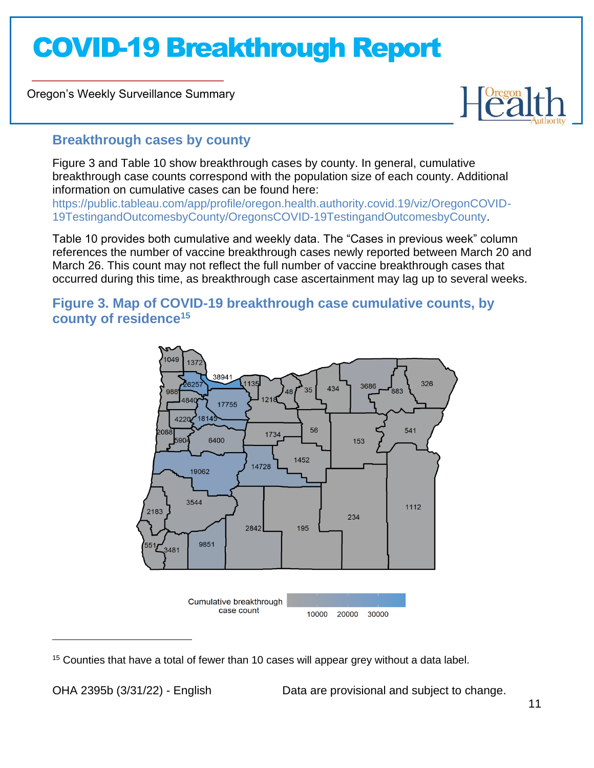## Breakthrough cases by county

Figure 3 and Table 10 show breakthrough cases by county. In general, cumulative breakthrough case counts correspond with the population size of each county. Additional information on cumulative cases can be found here: https://public.tableau.com/app/profile/oregon.health.authority.covid.19/viz/OregonCOVID-19TestingandOutcomesbyCounty/OregonsCOVID-19TestingandOutcomesbyCounty.

Table 10 provides both cumulative and weekly data. The "Cases in previous week" column references the number of vaccine breakthrough cases newly reported between March 20 and March 26. This count may not reflect the full number of vaccine breakthrough cases that occurred during this time, as breakthrough case ascertainment may lag up to several weeks.

### Figure 3. Map of COVID-19 breakthrough case cumulative counts, by county of residence[15]

[15] Counties that have a total of fewer than 10 cases will appear grey without a data label.

OHA 2395b (3/31/22) - English

Data are provisional and subject to change.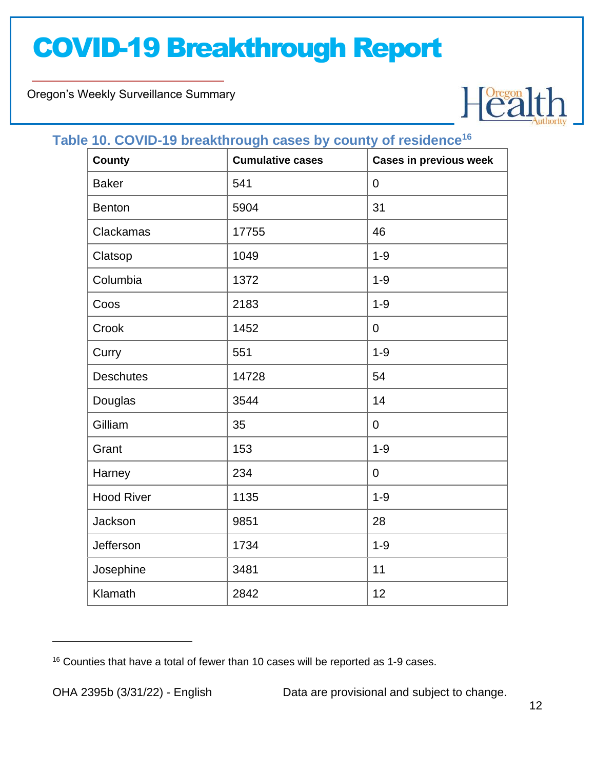### Table 10. COVID-19 breakthrough cases by county of residence[16]

| County | Cumulative cases | Cases in previous week |
|---|---|---|
| Baker | 541 | 0 |
| Benton | 5904 | 31 |
| Clackamas | 17755 | 46 |
| Clatsop | 1049 | 1-9 |
| Columbia | 1372 | 1-9 |
| Coos | 2183 | 1-9 |
| Crook | 1452 | 0 |
| Curry | 551 | 1-9 |
| Deschutes | 14728 | 54 |
| Douglas | 3544 | 14 |
| Gilliam | 35 | 0 |
| Grant | 153 | 1-9 |
| Harney | 234 | 0 |
| Hood River | 1135 | 1-9 |
| Jackson | 9851 | 28 |
| Jefferson | 1734 | 1-9 |
| Josephine | 3481 | 11 |
| Klamath | 2842 | 12 |

[16] Counties that have a total of fewer than 10 cases will be reported as 1-9 cases.

OHA 2395b (3/31/22) - English

Data are provisional and subject to change.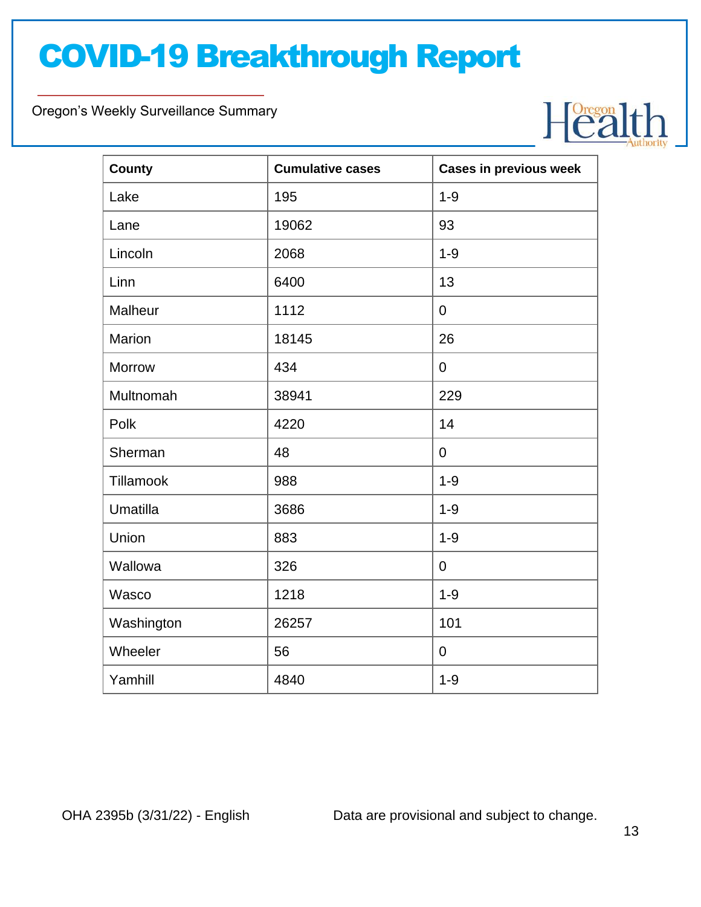# COVID-19 Breakthrough Report

Oregon's Weekly Surveillance Summary

| County | Cumulative cases | Cases in previous week |
|---|---|---|
| Lake | 195 | 1-9 |
| Lane | 19062 | 93 |
| Lincoln | 2068 | 1-9 |
| Linn | 6400 | 13 |
| Malheur | 1112 | 0 |
| Marion | 18145 | 26 |
| Morrow | 434 | 0 |
| Multnomah | 38941 | 229 |
| Polk | 4220 | 14 |
| Sherman | 48 | 0 |
| Tillamook | 988 | 1-9 |
| Umatilla | 3686 | 1-9 |
| Union | 883 | 1-9 |
| Wallowa | 326 | 0 |
| Wasco | 1218 | 1-9 |
| Washington | 26257 | 101 |
| Wheeler | 56 | 0 |
| Yamhill | 4840 | 1-9 |

OHA 2395b (3/31/22) - English

Data are provisional and subject to change.